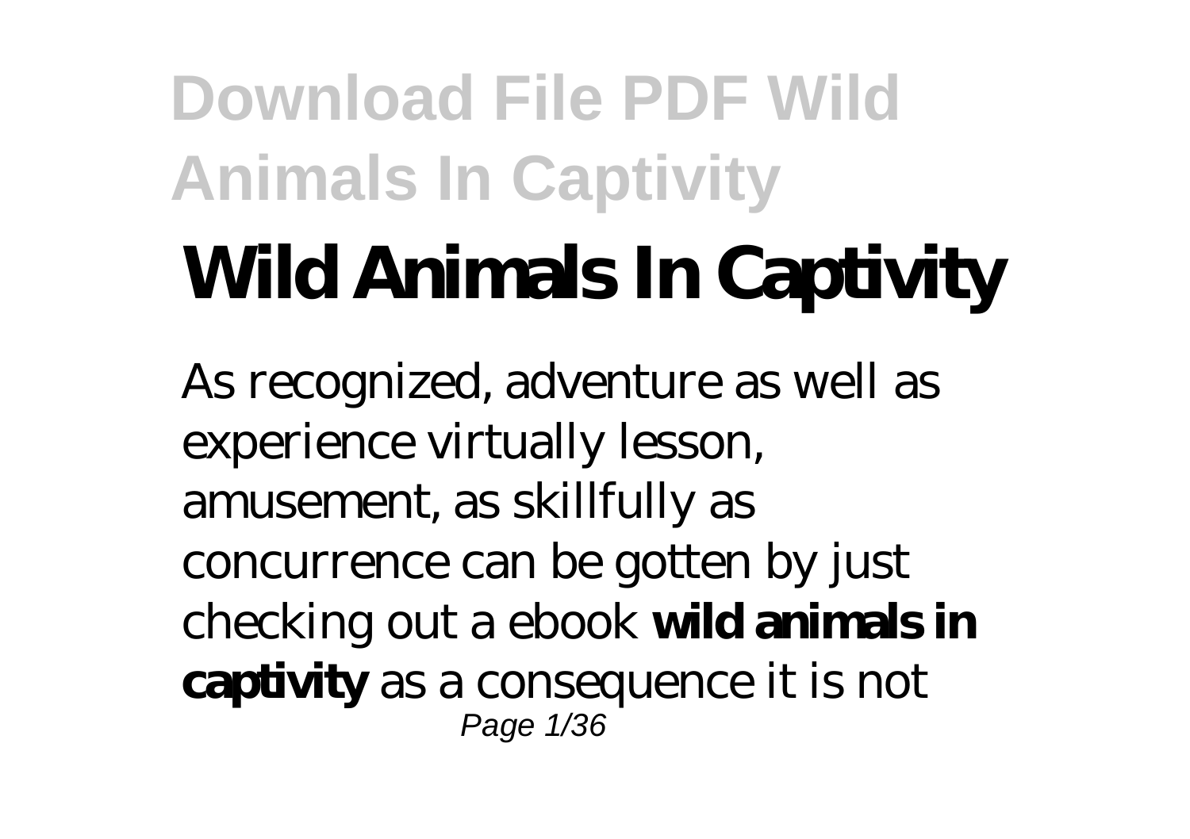# Wild Animals In Captivity

As recognized, adventure as well as experience virtually lesson, amusement, as skillfully as concurrence can be gotten by just checking out a ebook **wild animals in captivity** as a consequence it is not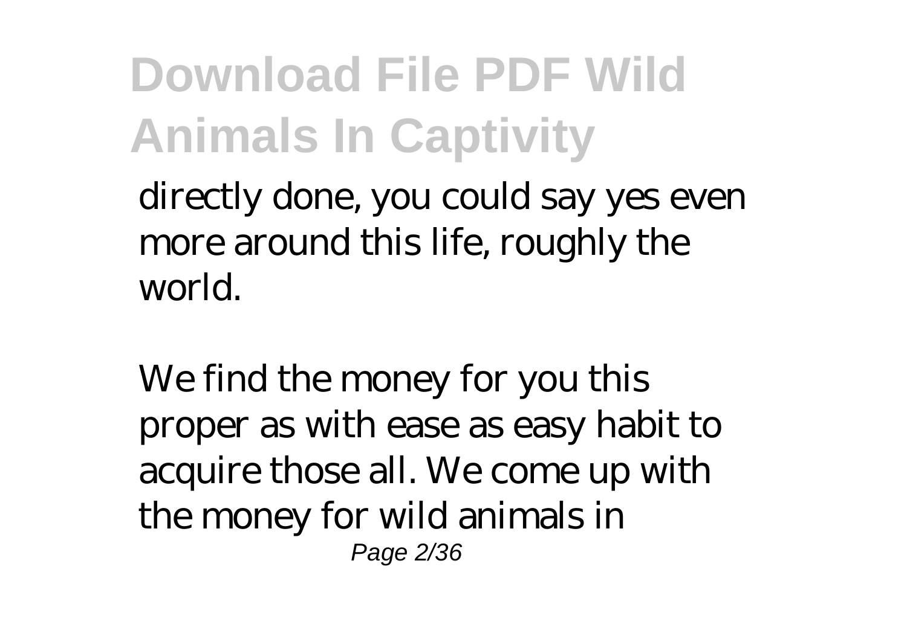directly done, you could say yes even more around this life, roughly the world.

We find the money for you this proper as with ease as easy habit to acquire those all. We come up with the money for wild animals in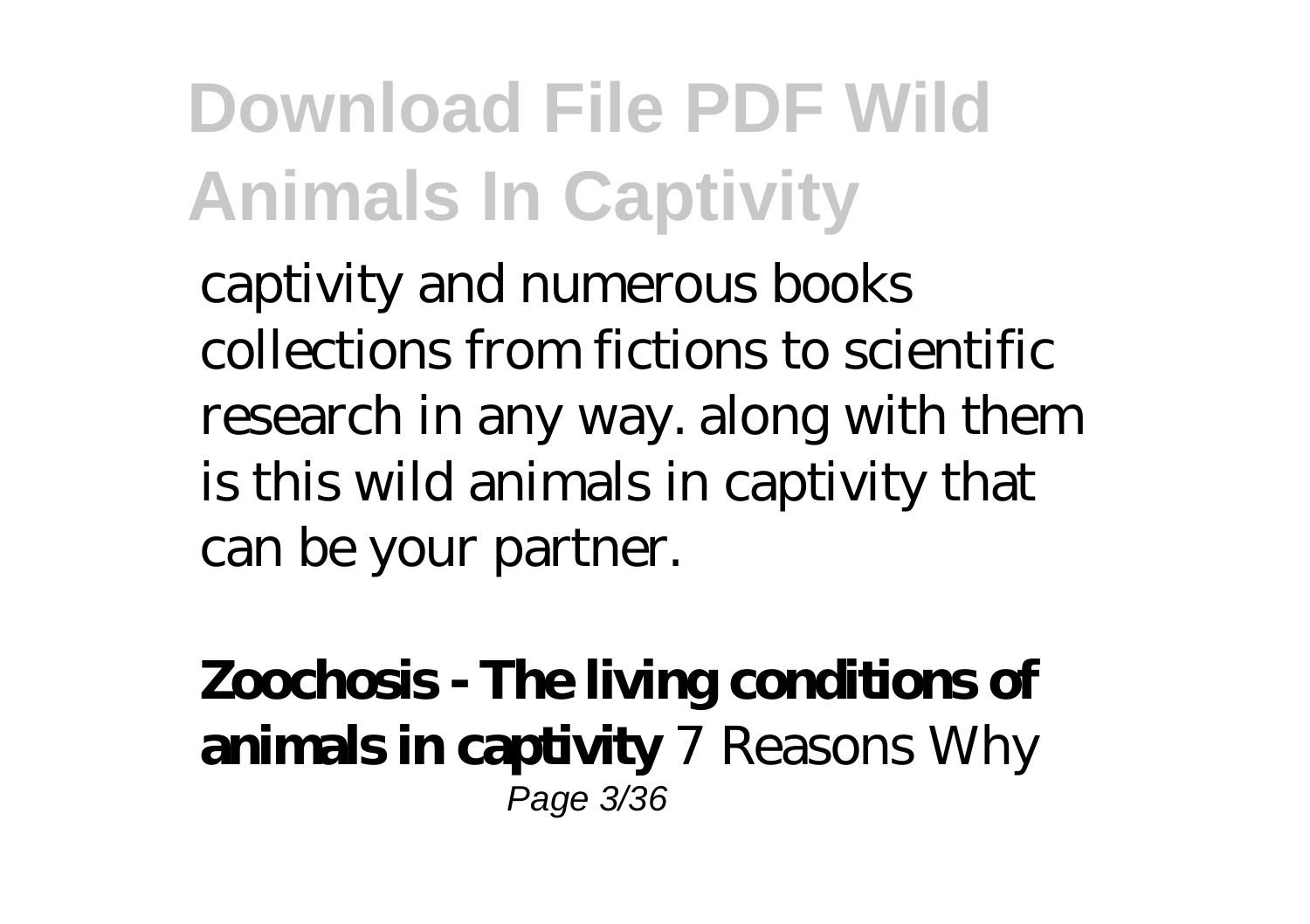captivity and numerous books collections from fictions to scientific research in any way. along with them is this wild animals in captivity that can be your partner.

**Zoochosis - The living conditions of animals in captivity** 7 Reasons Why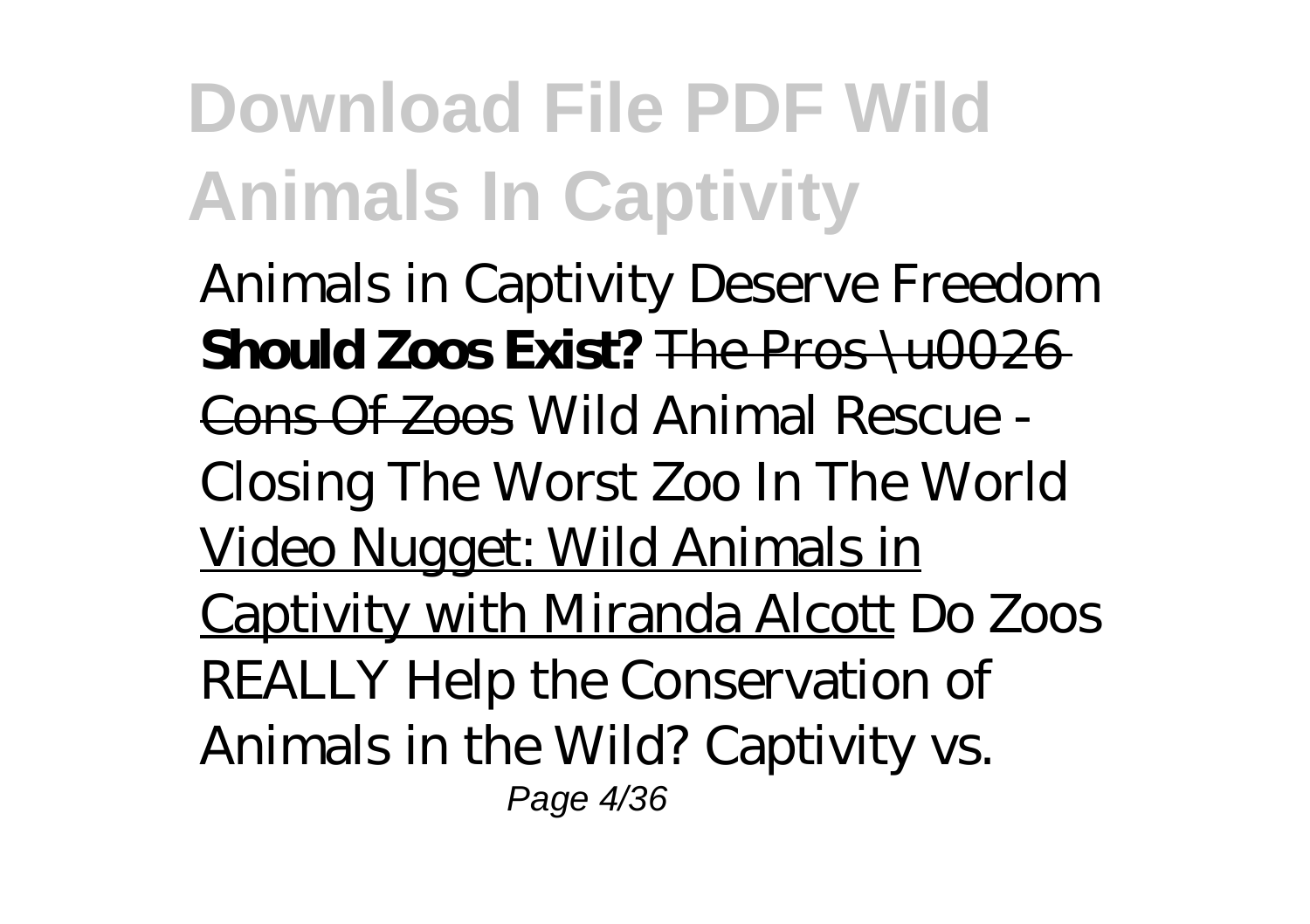*Animals in Captivity Deserve Freedom* **Should Zoos Exist?** ~~The Pros \u0026 Cons Of Zoos~~ *Wild Animal Rescue - Closing The Worst Zoo In The World* Video Nugget: Wild Animals in Captivity with Miranda Alcott *Do Zoos REALLY Help the Conservation of Animals in the Wild? Captivity vs.*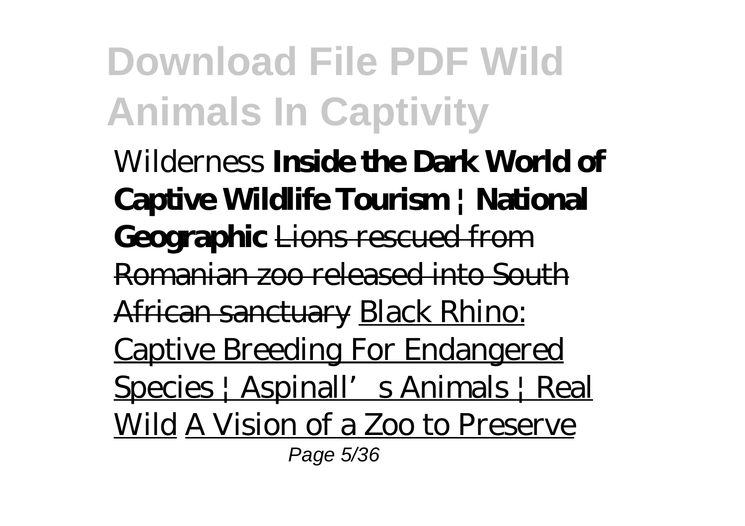*Wilderness* **Inside the Dark World of Captive Wildlife Tourism | National Geographic** ~~Lions rescued from Romanian zoo released into South African sanctuary~~ Black Rhino: Captive Breeding For Endangered Species | Aspinall’s Animals | Real Wild A Vision of a Zoo to Preserve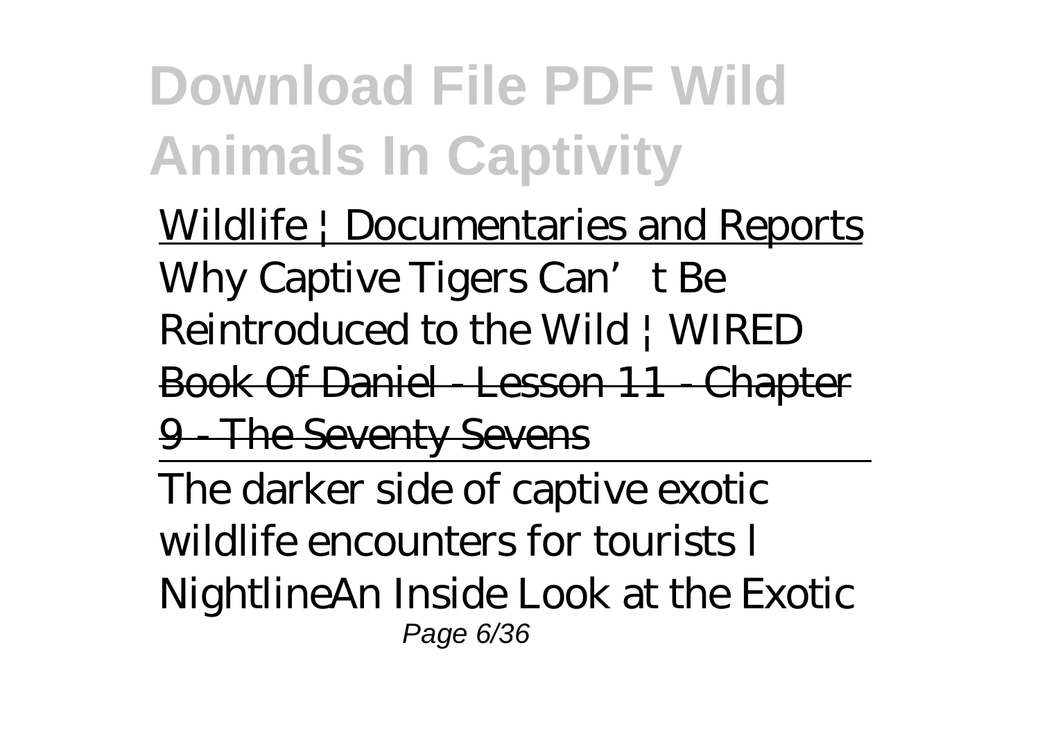Wildlife | Documentaries and Reports

*Why Captive Tigers Can't Be Reintroduced to the Wild | WIRED*

Book Of Daniel - Lesson 11 - Chapter 9 - The Seventy Sevens

---

*The darker side of captive exotic wildlife encounters for tourists l Nightline**An Inside Look at the Exotic*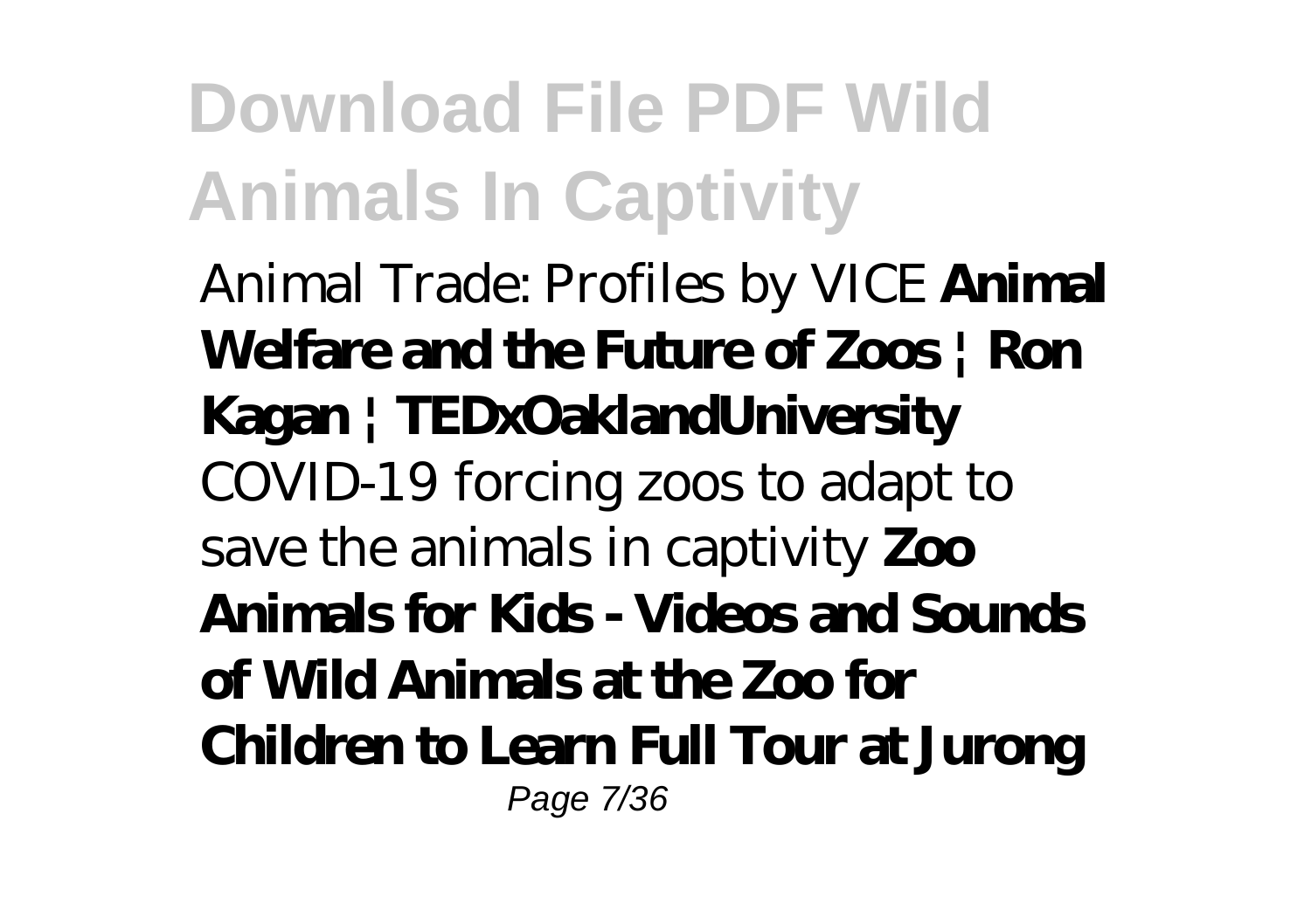*Animal Trade: Profiles by VICE* **Animal Welfare and the Future of Zoos | Ron Kagan | TEDxOaklandUniversity** *COVID-19 forcing zoos to adapt to save the animals in captivity* **Zoo Animals for Kids - Videos and Sounds of Wild Animals at the Zoo for Children to Learn Full Tour at Jurong**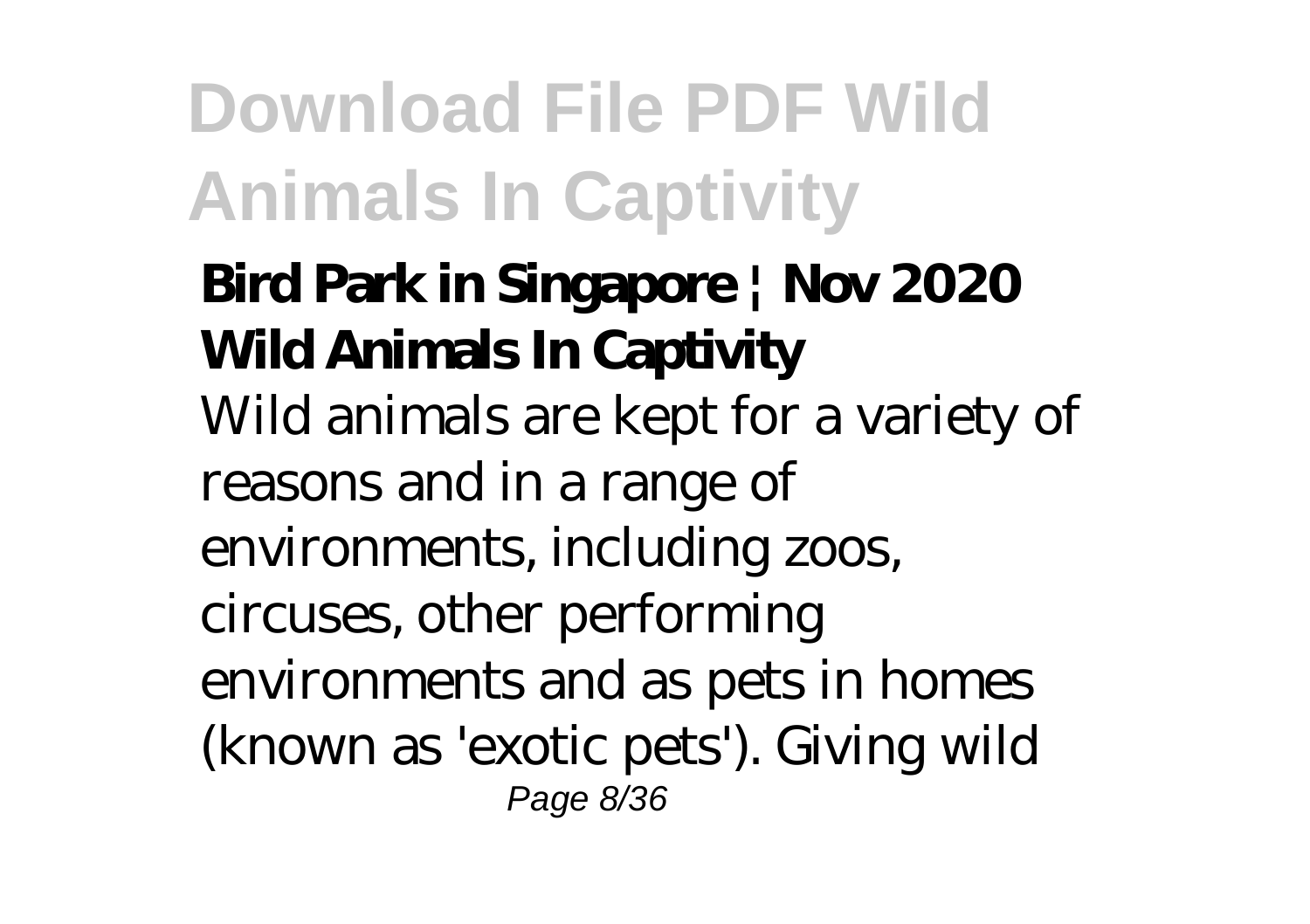**Bird Park in Singapore | Nov 2020**
**Wild Animals In Captivity**

Wild animals are kept for a variety of reasons and in a range of environments, including zoos, circuses, other performing environments and as pets in homes (known as 'exotic pets'). Giving wild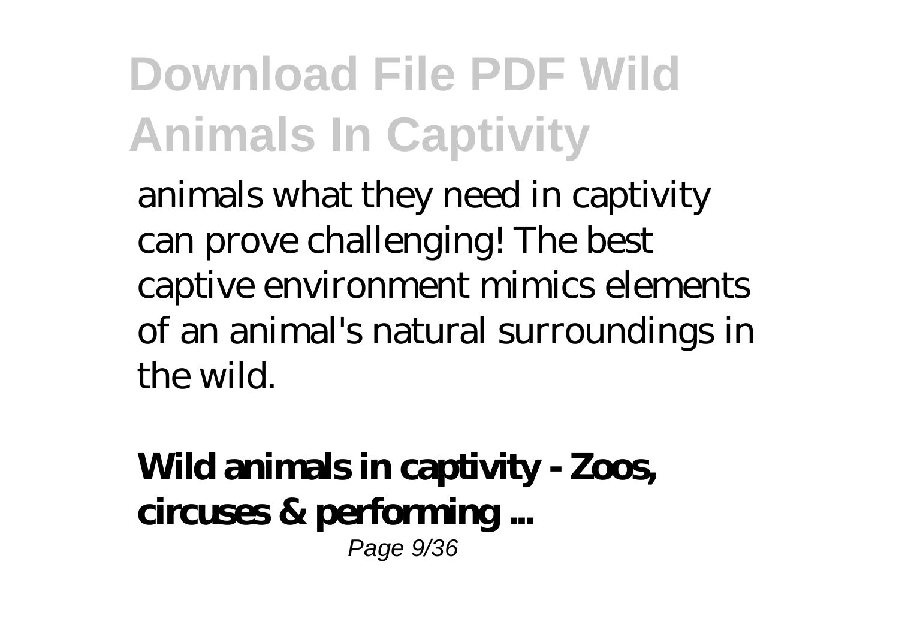animals what they need in captivity can prove challenging! The best captive environment mimics elements of an animal's natural surroundings in the wild.

**Wild animals in captivity - Zoos, circuses & performing ...**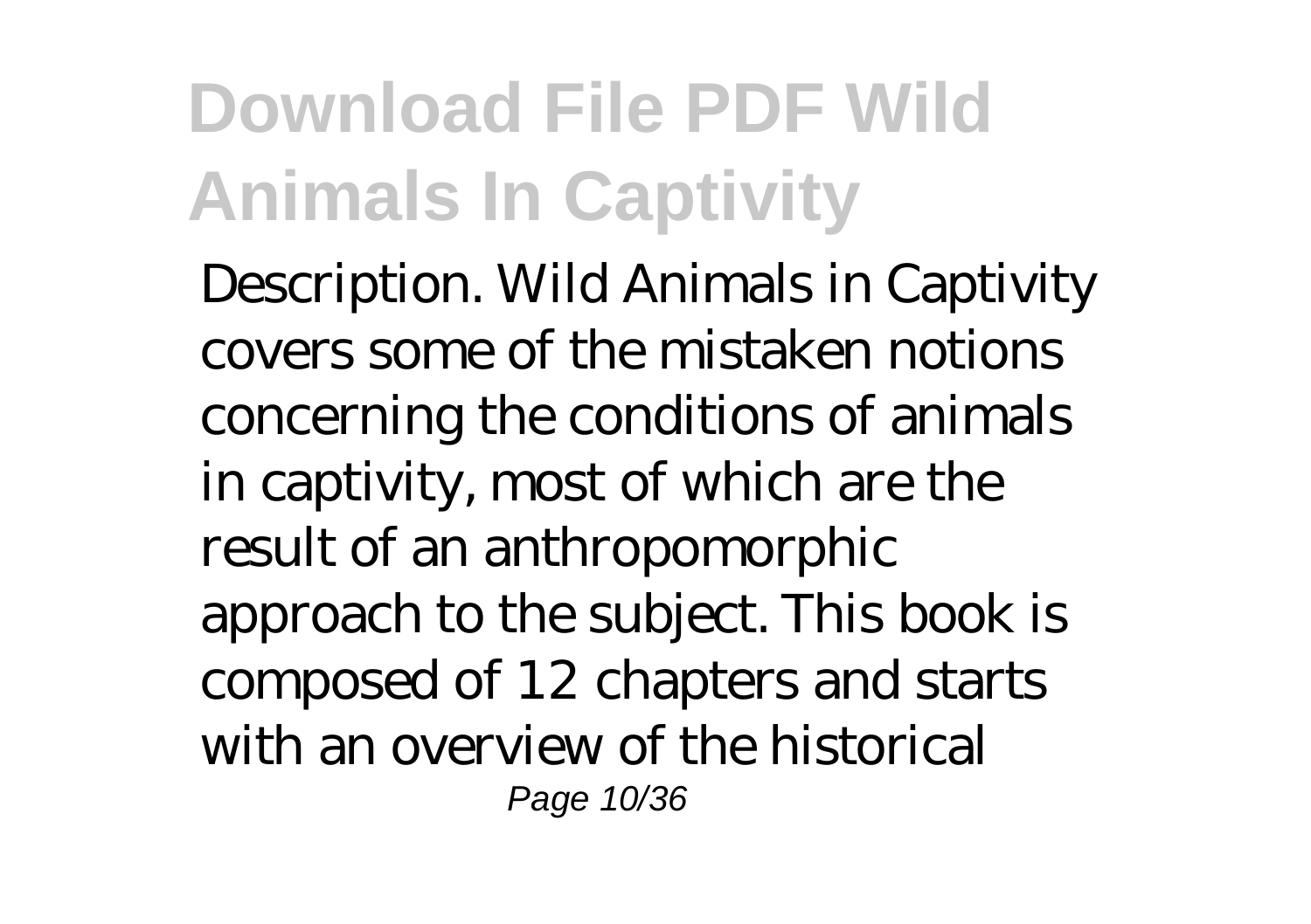Description. Wild Animals in Captivity covers some of the mistaken notions concerning the conditions of animals in captivity, most of which are the result of an anthropomorphic approach to the subject. This book is composed of 12 chapters and starts with an overview of the historical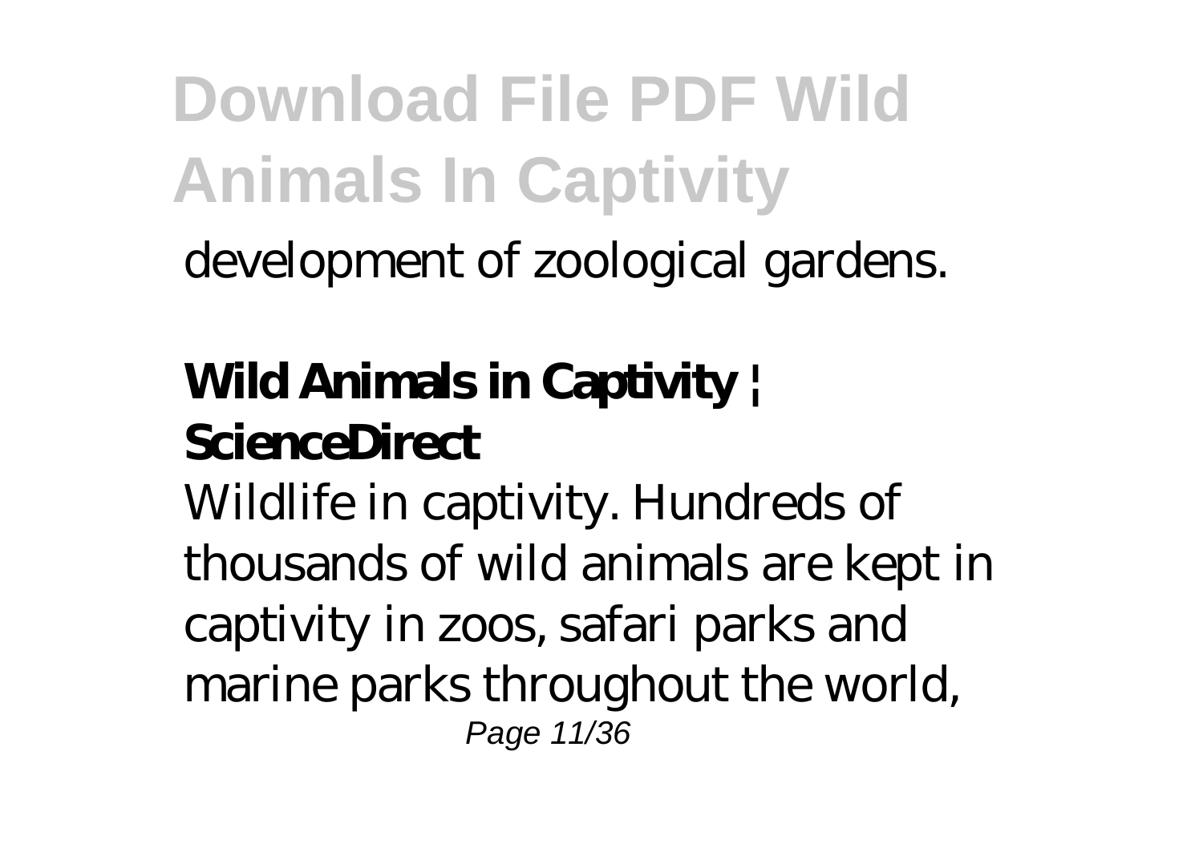development of zoological gardens.

**Wild Animals in Captivity | ScienceDirect**

Wildlife in captivity. Hundreds of thousands of wild animals are kept in captivity in zoos, safari parks and marine parks throughout the world,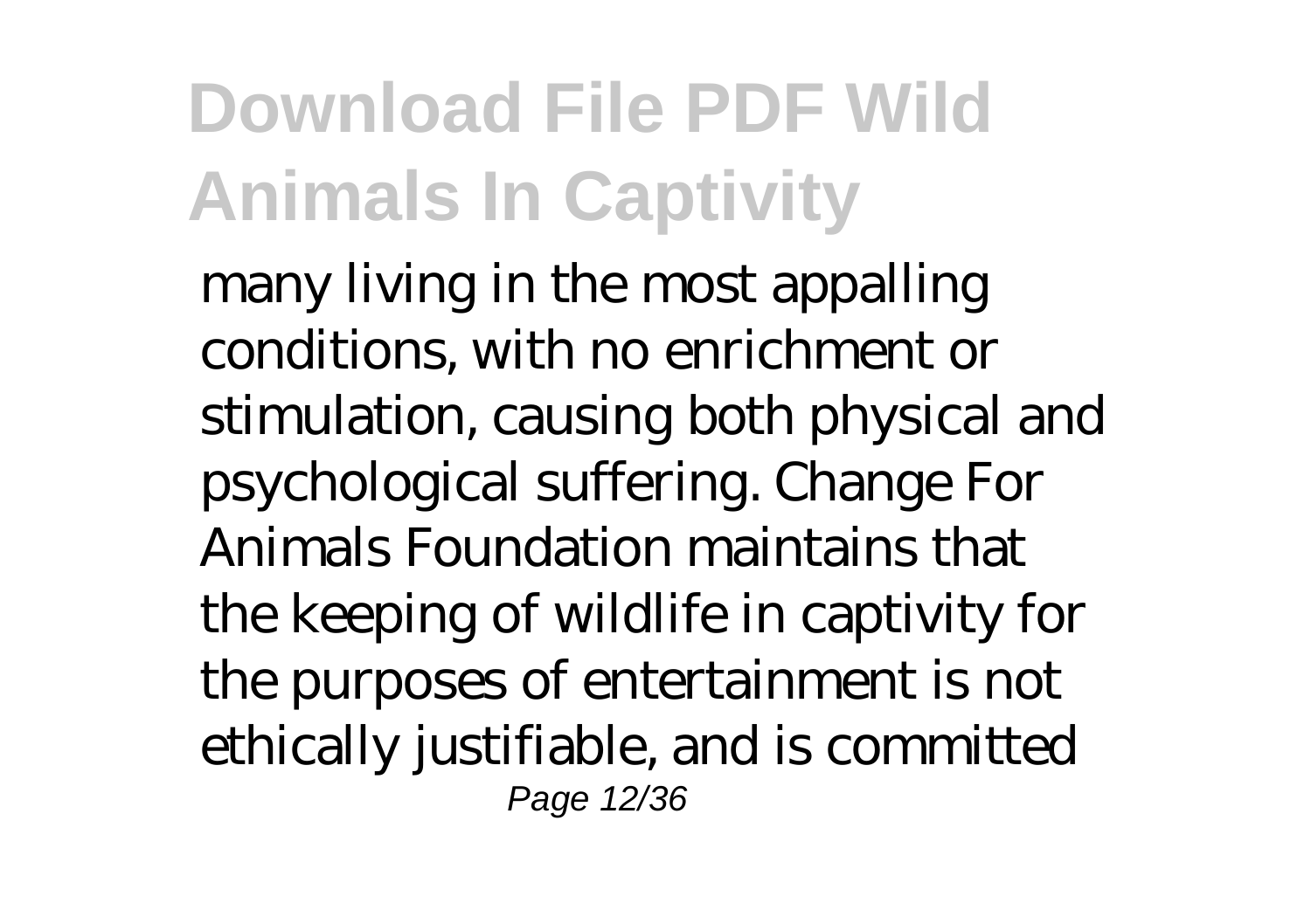many living in the most appalling conditions, with no enrichment or stimulation, causing both physical and psychological suffering. Change For Animals Foundation maintains that the keeping of wildlife in captivity for the purposes of entertainment is not ethically justifiable, and is committed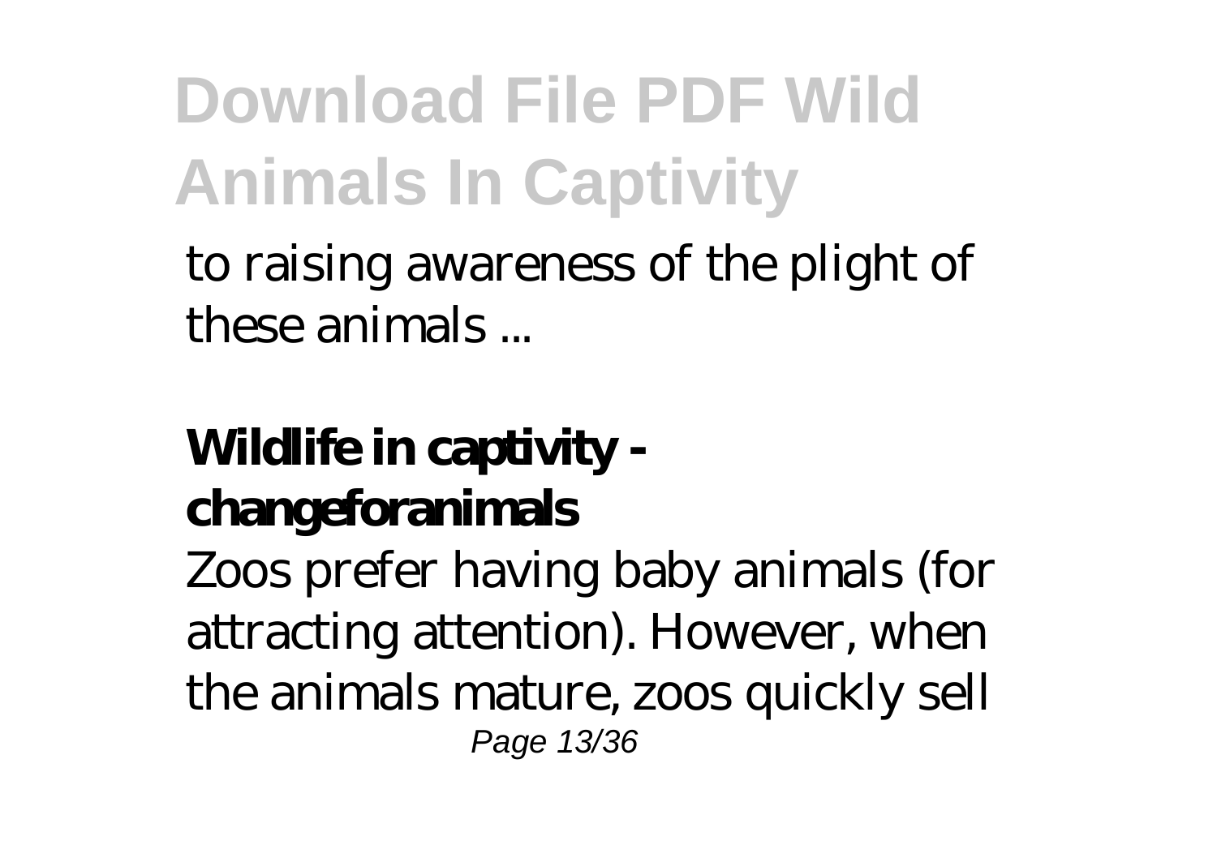to raising awareness of the plight of these animals ...

**Wildlife in captivity - changeforanimals**

Zoos prefer having baby animals (for attracting attention). However, when the animals mature, zoos quickly sell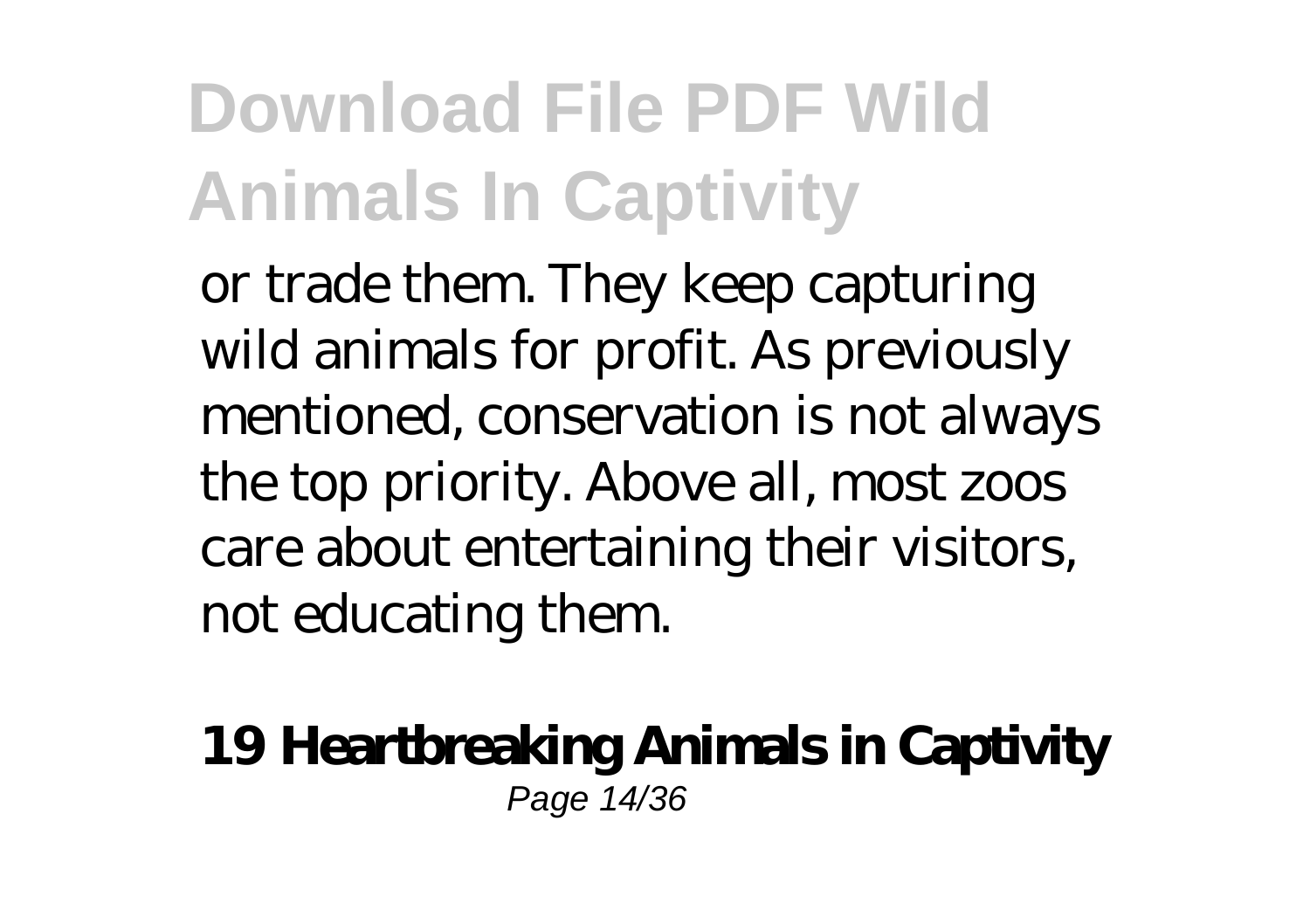or trade them. They keep capturing wild animals for profit. As previously mentioned, conservation is not always the top priority. Above all, most zoos care about entertaining their visitors, not educating them.

**19 Heartbreaking Animals in Captivity**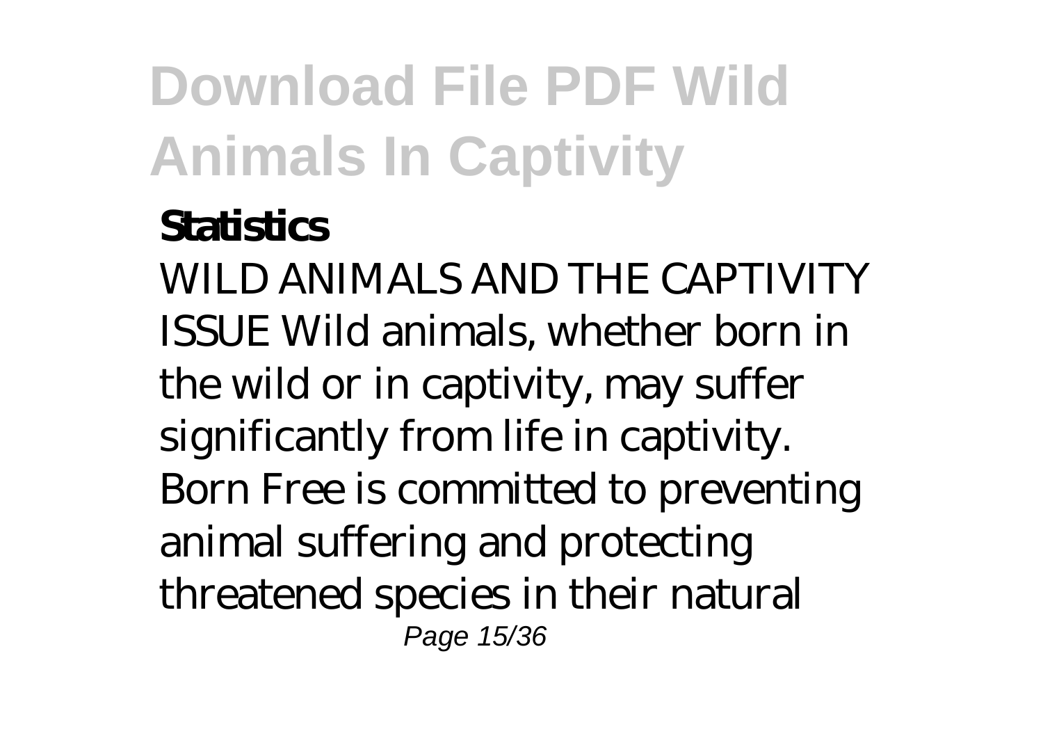**Statistics**

WILD ANIMALS AND THE CAPTIVITY ISSUE Wild animals, whether born in the wild or in captivity, may suffer significantly from life in captivity. Born Free is committed to preventing animal suffering and protecting threatened species in their natural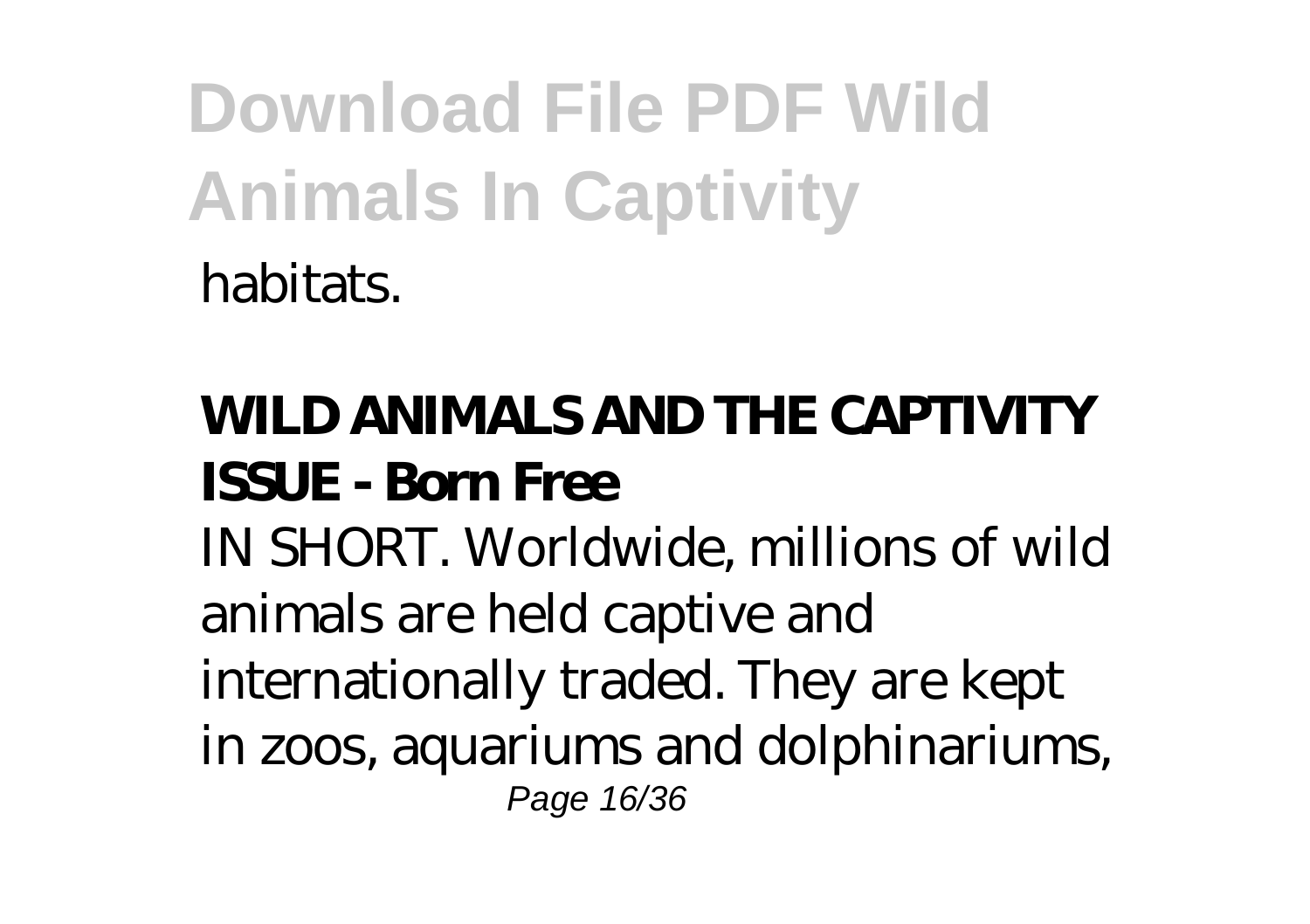habitats.

**WILD ANIMALS AND THE CAPTIVITY ISSUE - Born Free**

IN SHORT. Worldwide, millions of wild animals are held captive and internationally traded. They are kept in zoos, aquariums and dolphinariums,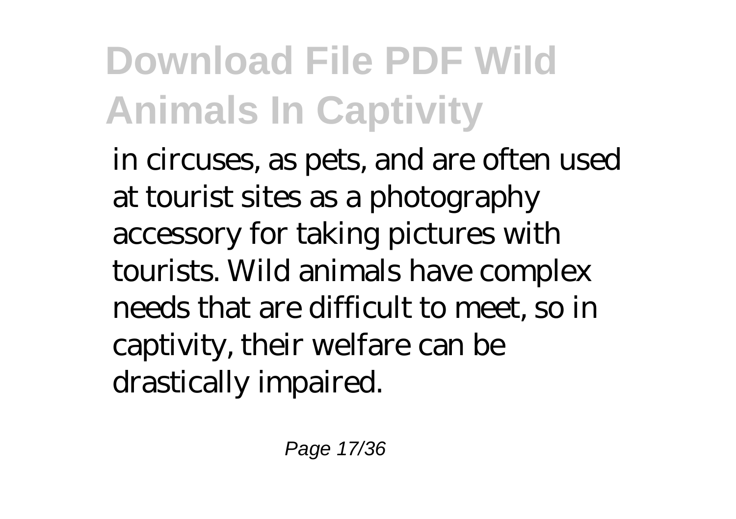in circuses, as pets, and are often used at tourist sites as a photography accessory for taking pictures with tourists. Wild animals have complex needs that are difficult to meet, so in captivity, their welfare can be drastically impaired.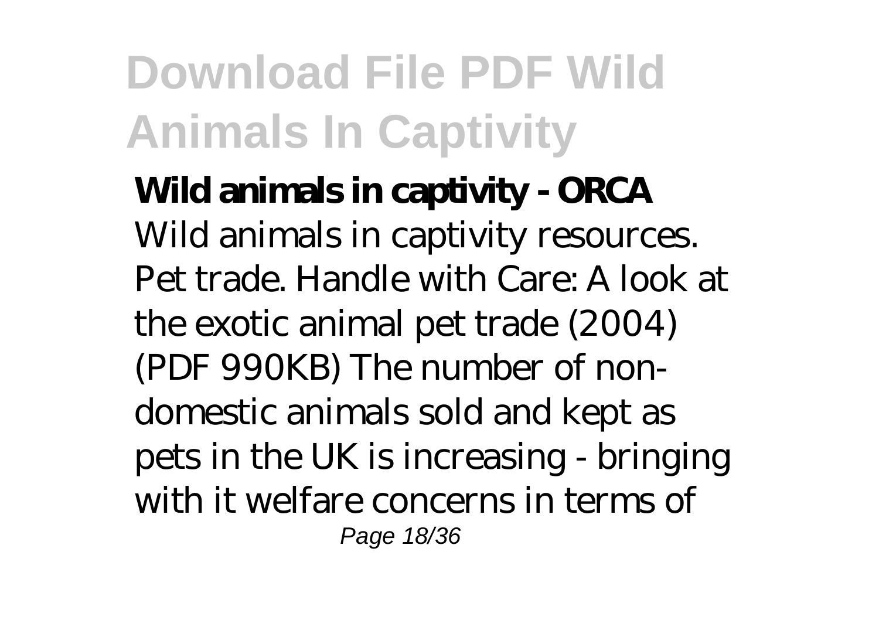**Wild animals in captivity - ORCA**

Wild animals in captivity resources. Pet trade. Handle with Care: A look at the exotic animal pet trade (2004) (PDF 990KB) The number of non-domestic animals sold and kept as pets in the UK is increasing - bringing with it welfare concerns in terms of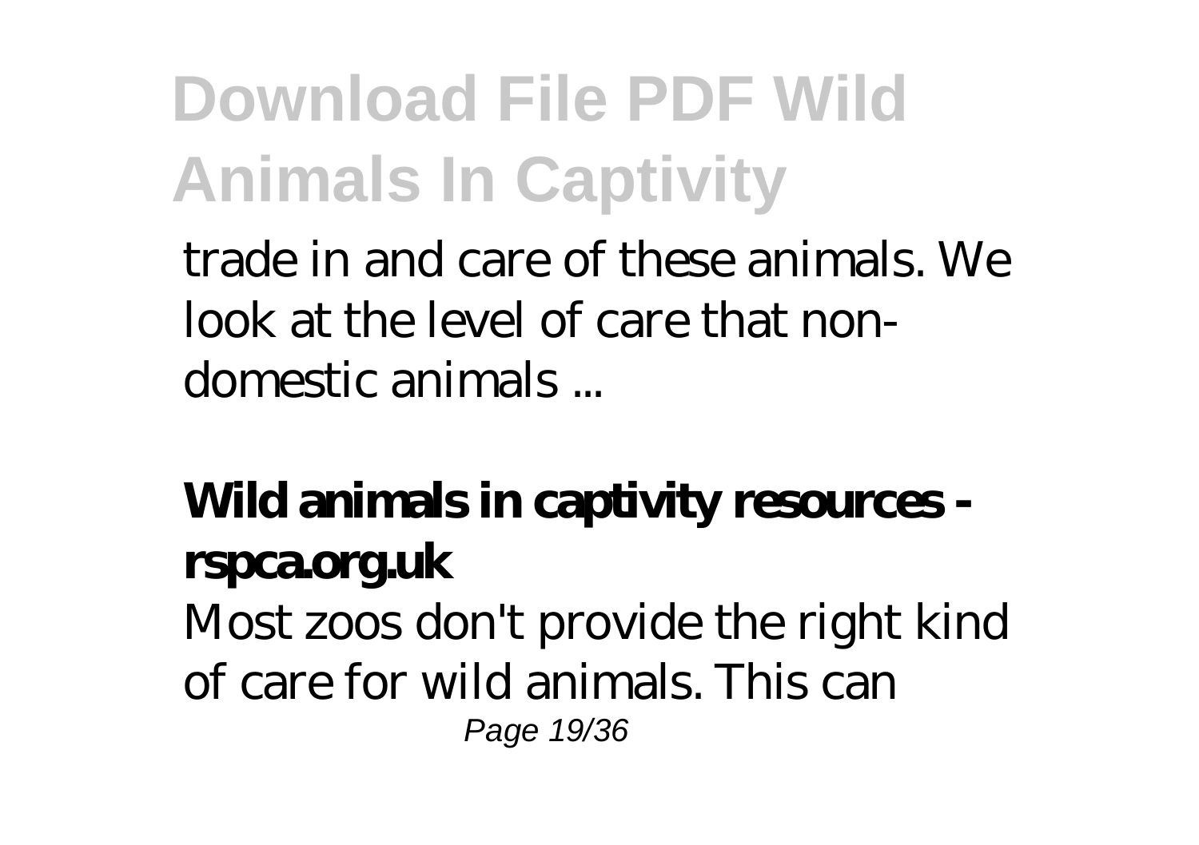trade in and care of these animals. We look at the level of care that non-domestic animals ...

**Wild animals in captivity resources - rspca.org.uk**

Most zoos don't provide the right kind of care for wild animals. This can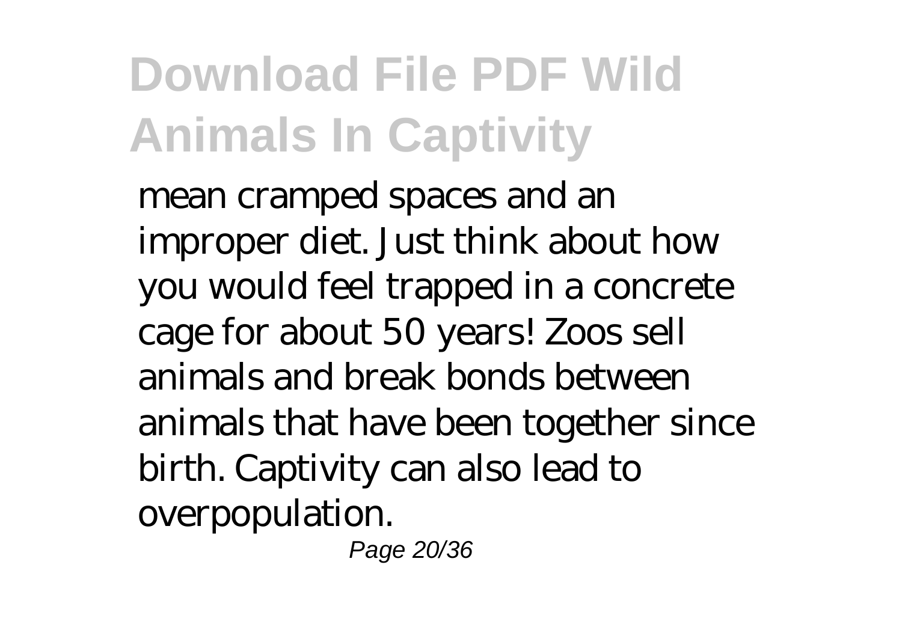mean cramped spaces and an improper diet. Just think about how you would feel trapped in a concrete cage for about 50 years! Zoos sell animals and break bonds between animals that have been together since birth. Captivity can also lead to overpopulation.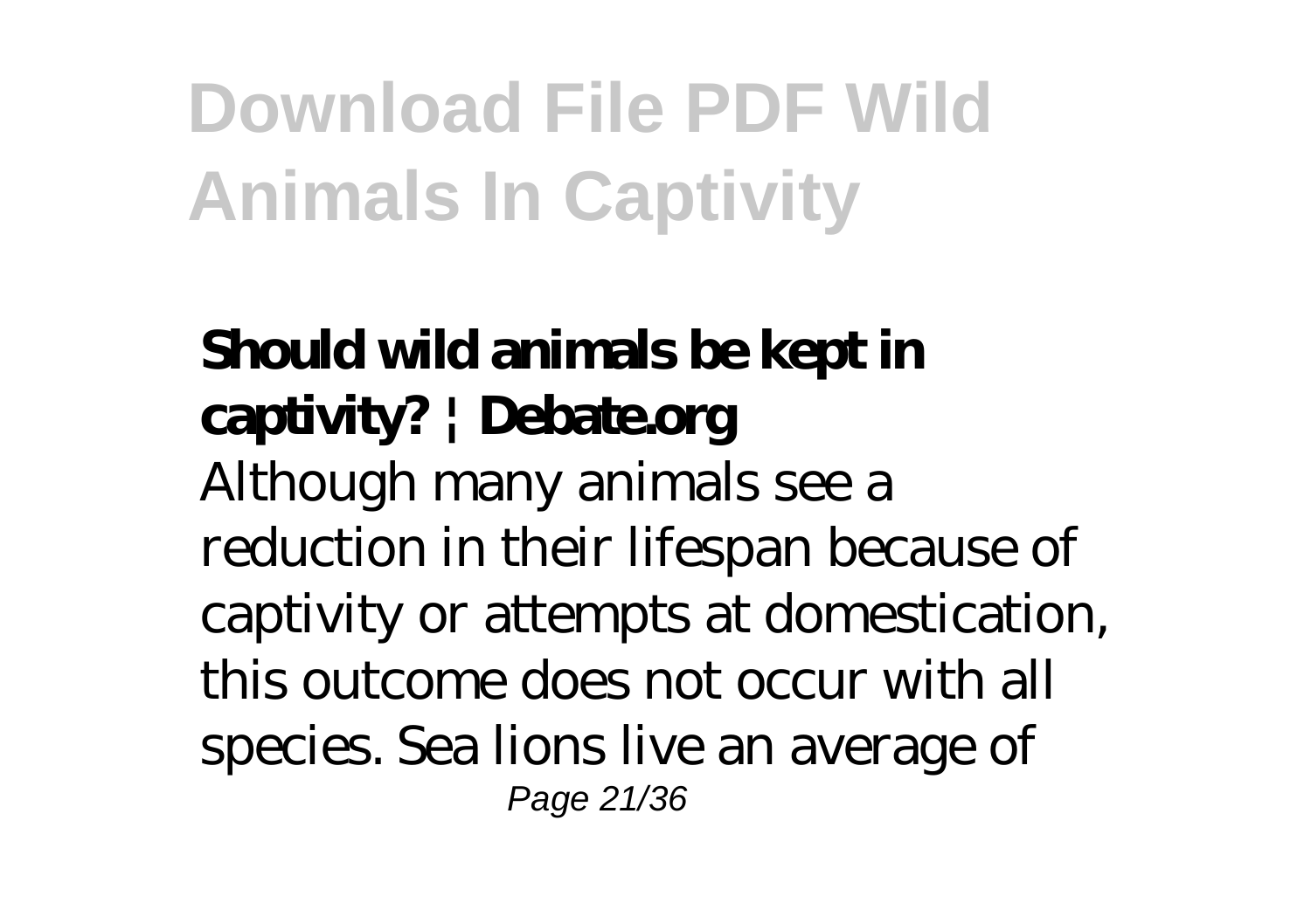**Should wild animals be kept in captivity? | Debate.org**

Although many animals see a reduction in their lifespan because of captivity or attempts at domestication, this outcome does not occur with all species. Sea lions does live an average of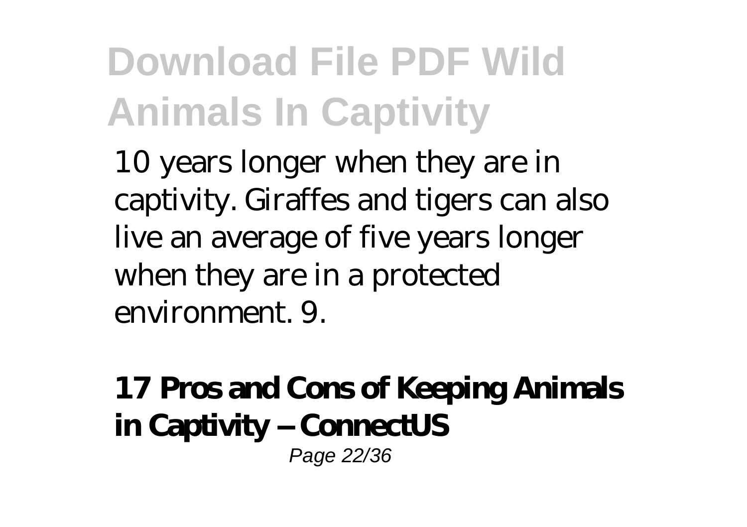10 years longer when they are in captivity. Giraffes and tigers can also live an average of five years longer when they are in a protected environment. 9.

**17 Pros and Cons of Keeping Animals in Captivity – ConnectUS**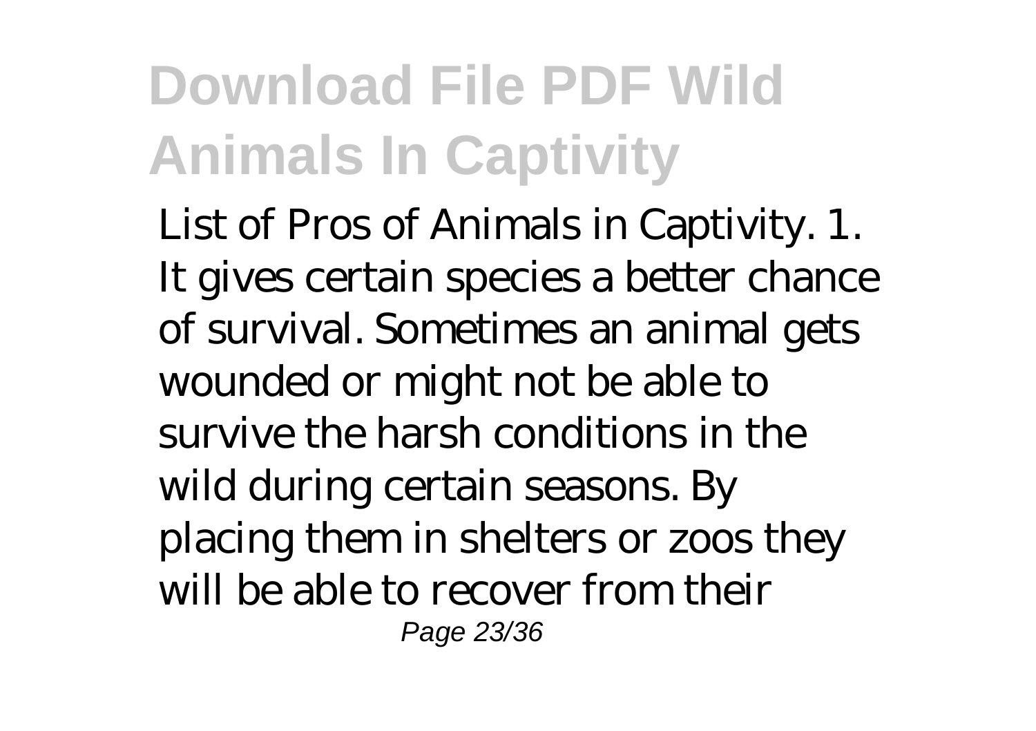List of Pros of Animals in Captivity. 1. It gives certain species a better chance of survival. Sometimes an animal gets wounded or might not be able to survive the harsh conditions in the wild during certain seasons. By placing them in shelters or zoos they will be able to recover from their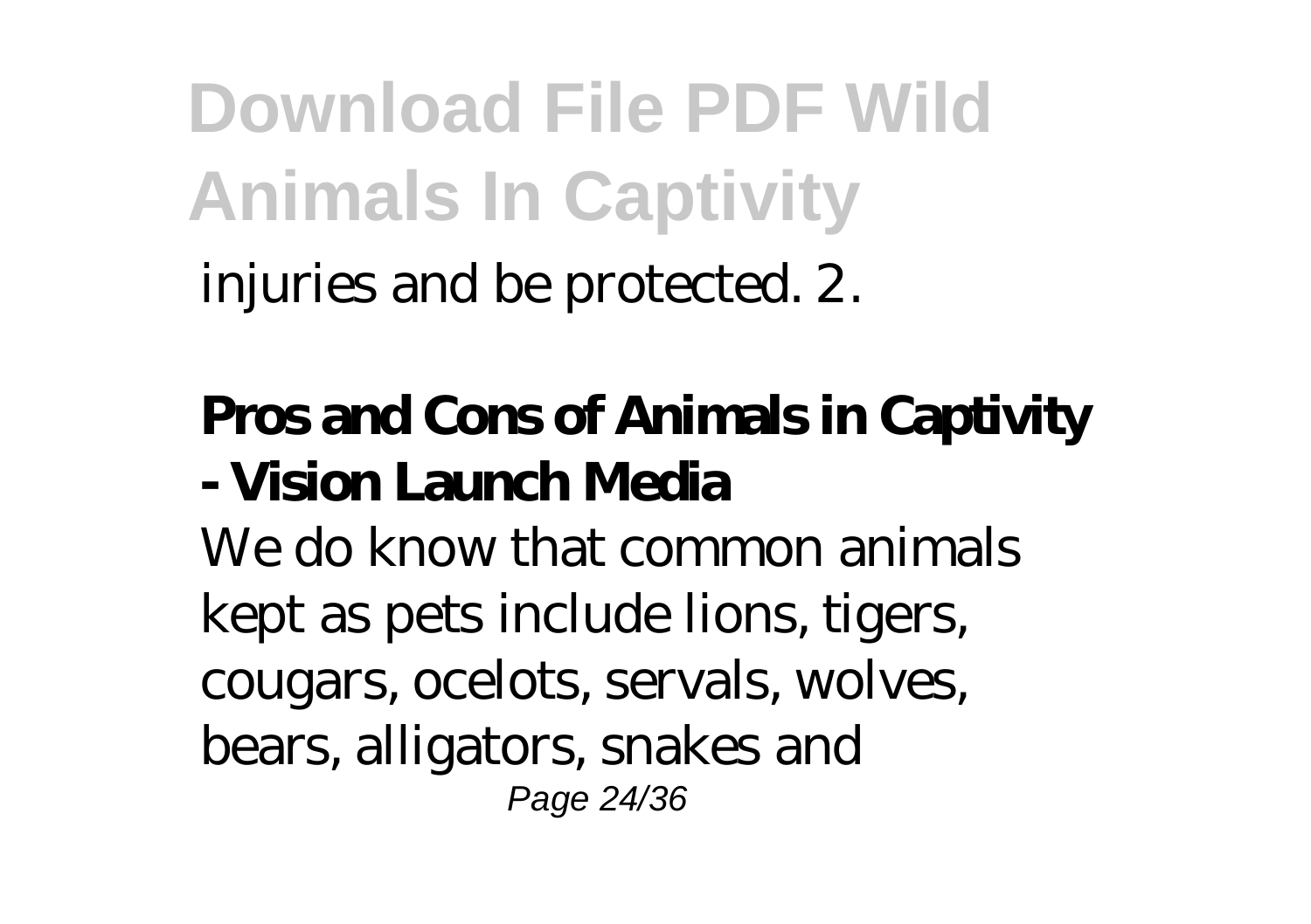injuries and be protected. 2.

**Pros and Cons of Animals in Captivity - Vision Launch Media**

We do know that common animals kept as pets include lions, tigers, cougars, ocelots, servals, wolves, bears, alligators, snakes and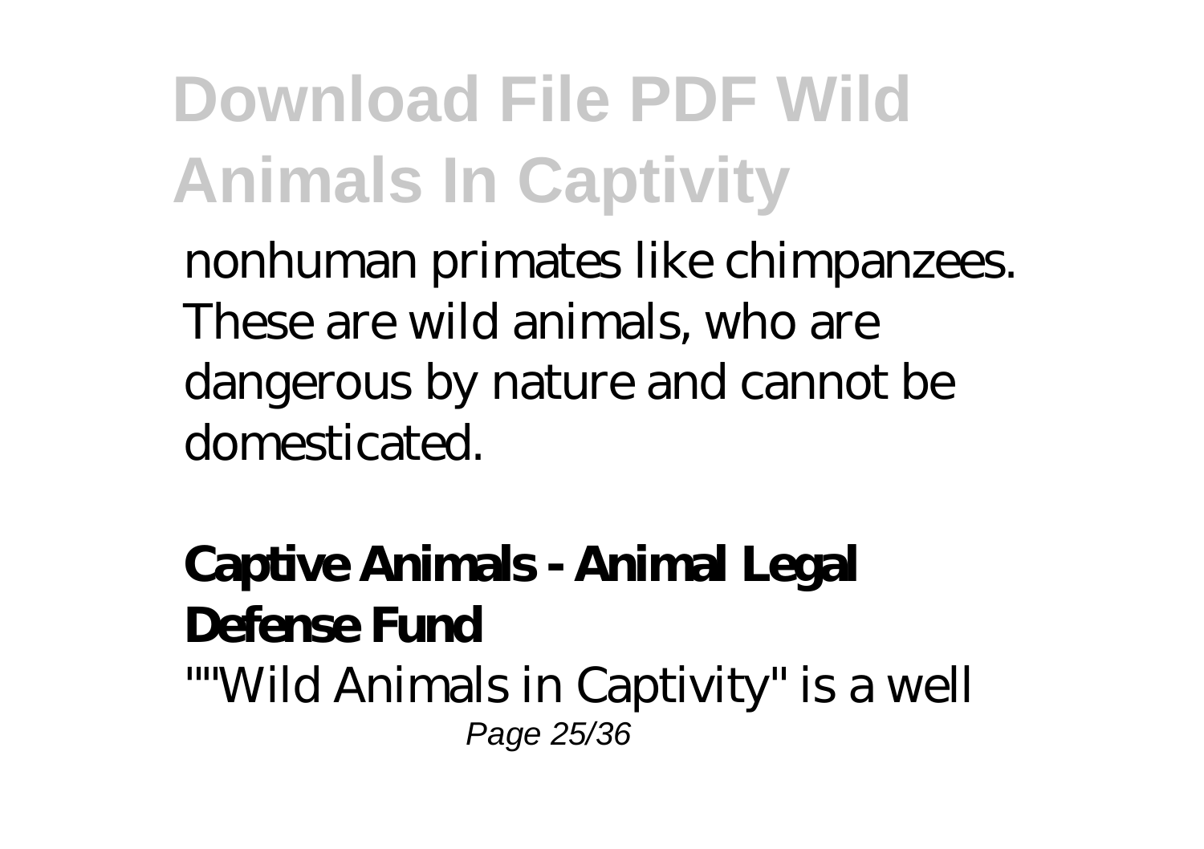nonhuman primates like chimpanzees. These are wild animals, who are dangerous by nature and cannot be domesticated.

**Captive Animals - Animal Legal Defense Fund**

""Wild Animals in Captivity" is a well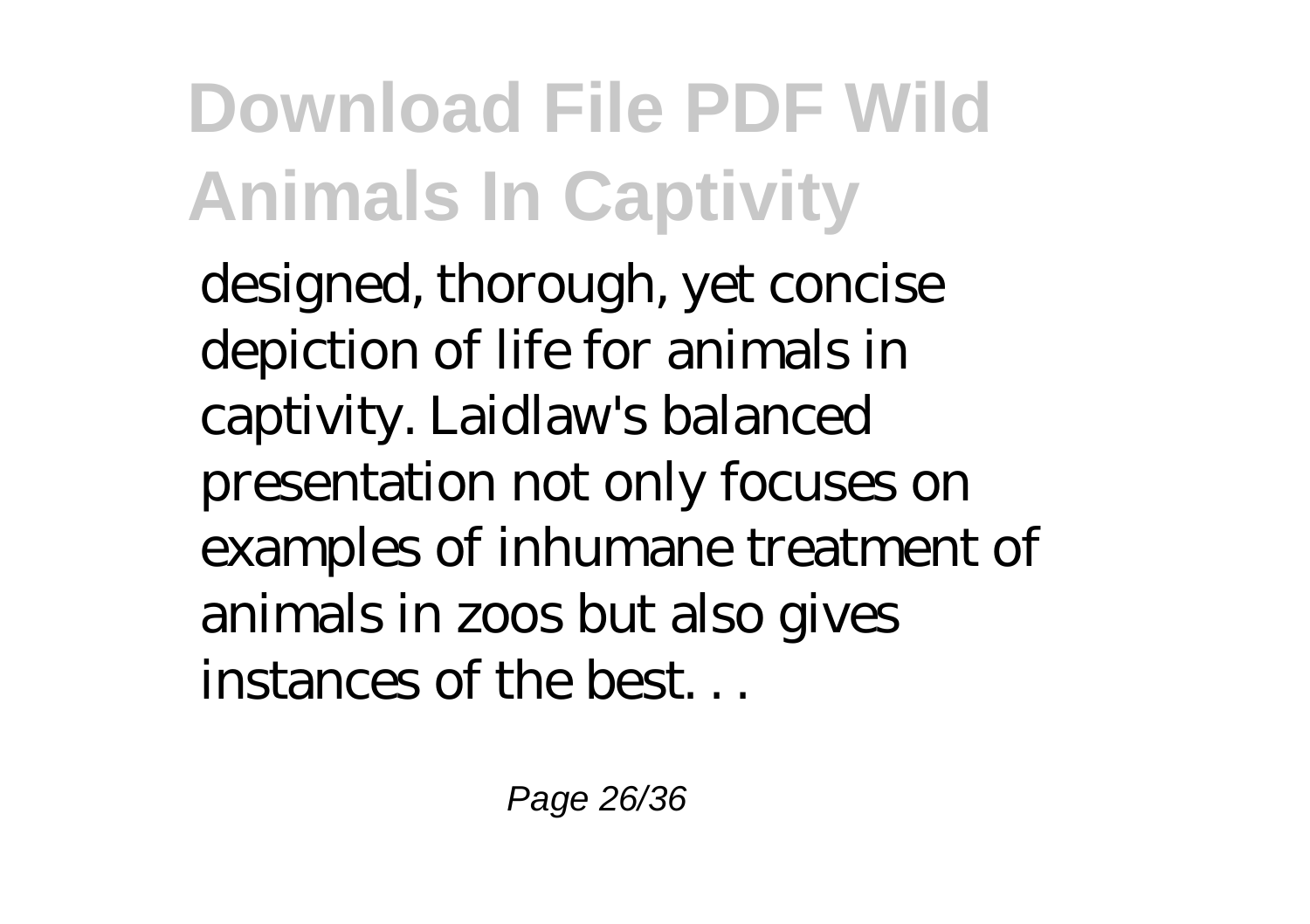designed, thorough, yet concise depiction of life for animals in captivity. Laidlaw's balanced presentation not only focuses on examples of inhumane treatment of animals in zoos but also gives instances of the best. . .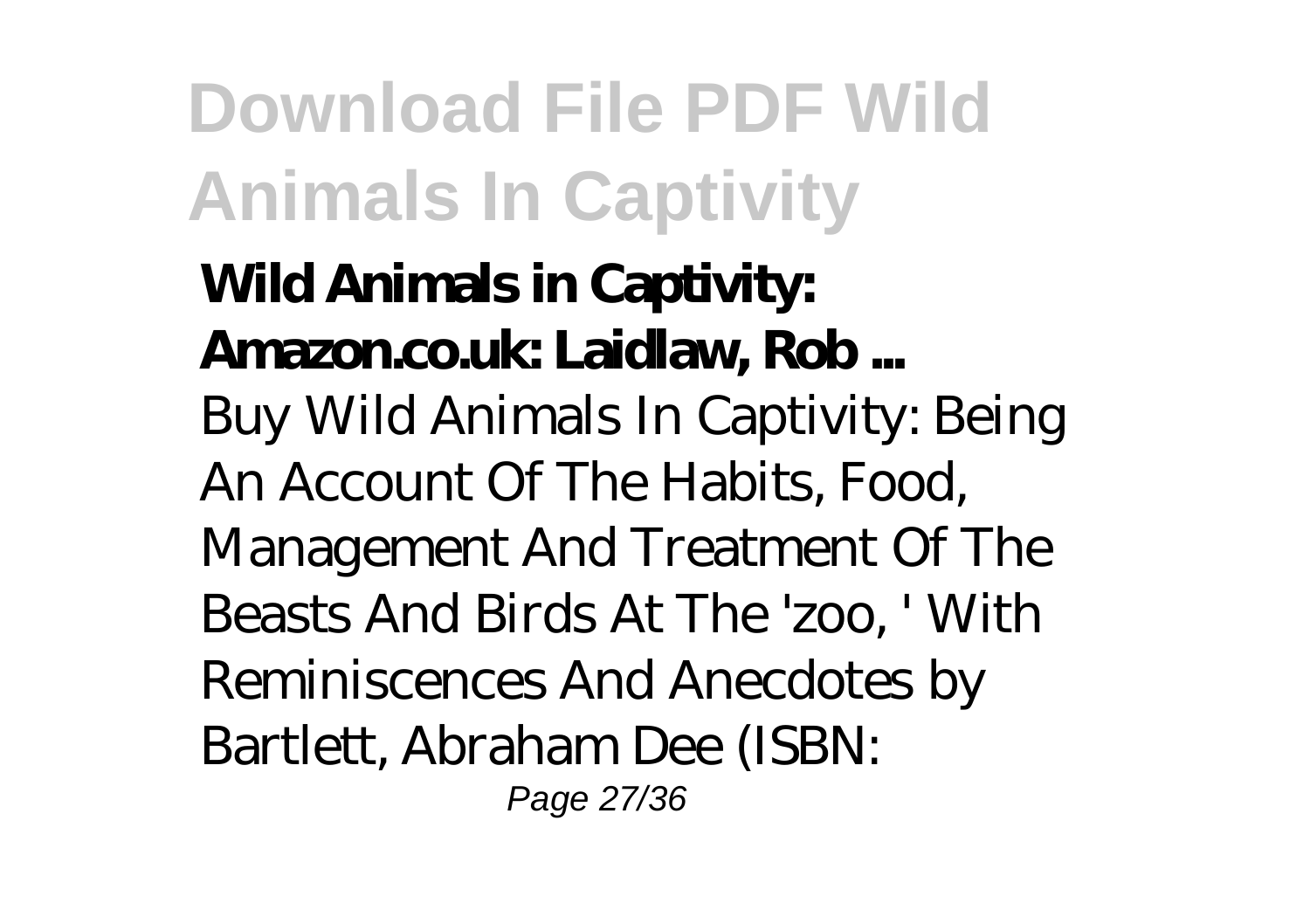**Wild Animals in Captivity: Amazon.co.uk: Laidlaw, Rob ...**

Buy Wild Animals In Captivity: Being An Account Of The Habits, Food, Management And Treatment Of The Beasts And Birds At The 'zoo, ' With Reminiscences And Anecdotes by Bartlett, Abraham Dee (ISBN: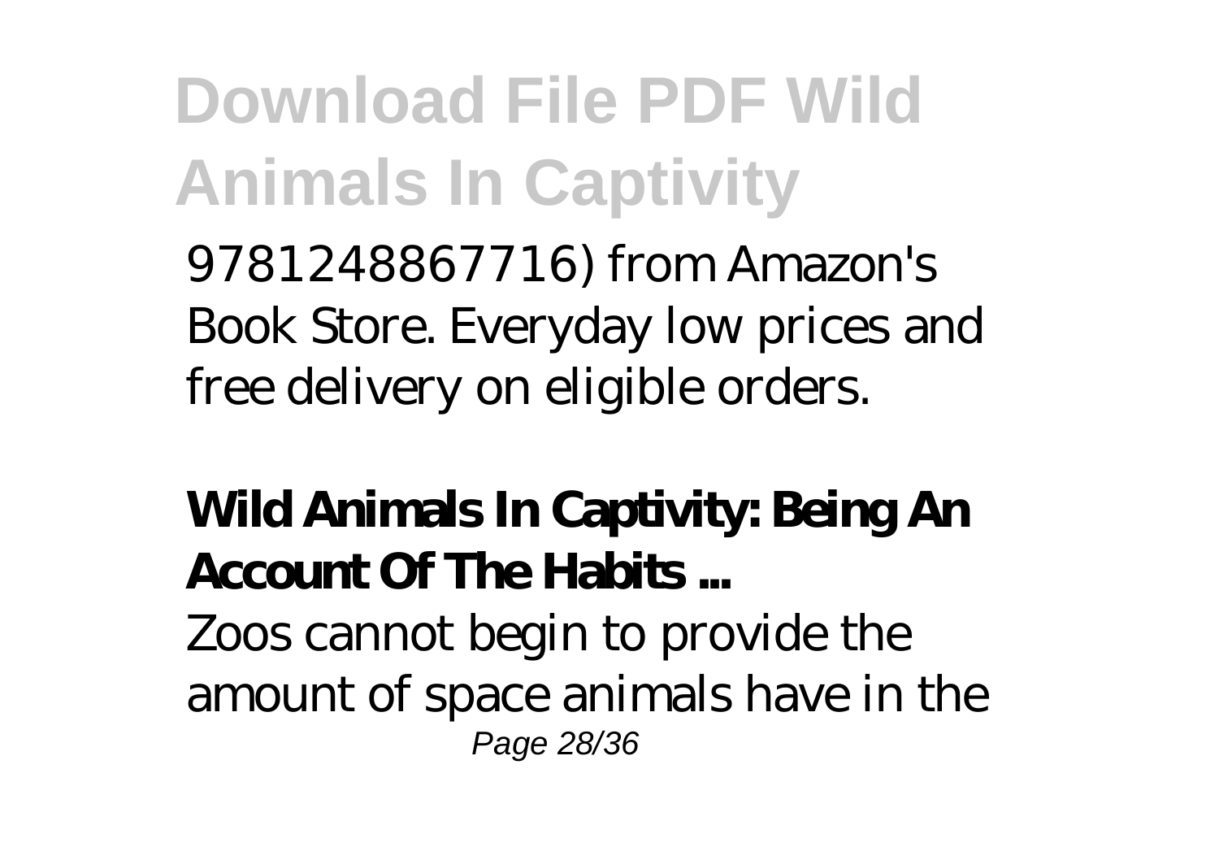9781248867716) from Amazon's Book Store. Everyday low prices and free delivery on eligible orders.

**Wild Animals In Captivity: Being An Account Of The Habits ...**

Zoos cannot begin to provide the amount of space animals have in the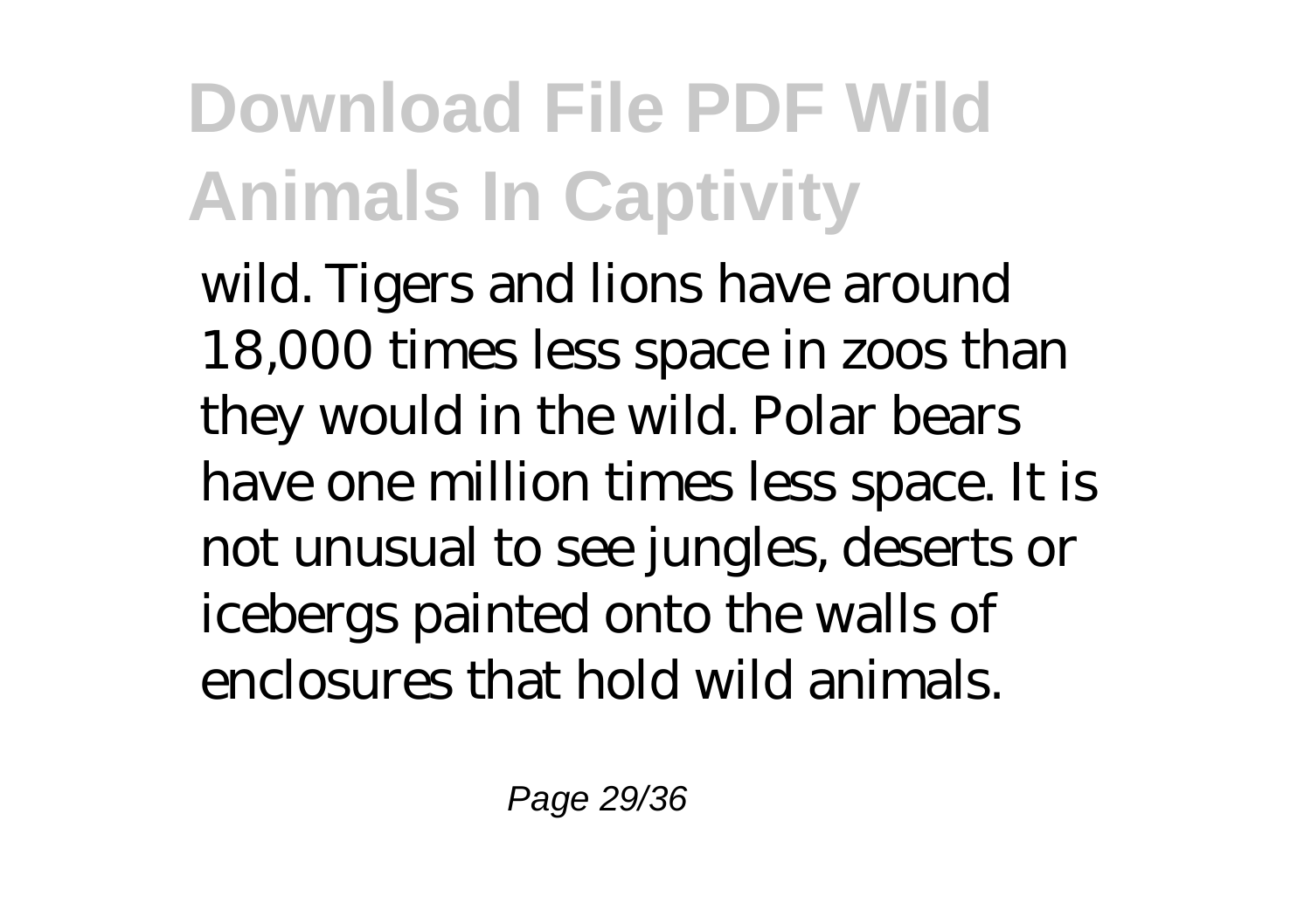wild. Tigers and lions have around 18,000 times less space in zoos than they would in the wild. Polar bears have one million times less space. It is not unusual to see jungles, deserts or icebergs painted onto the walls of enclosures that hold wild animals.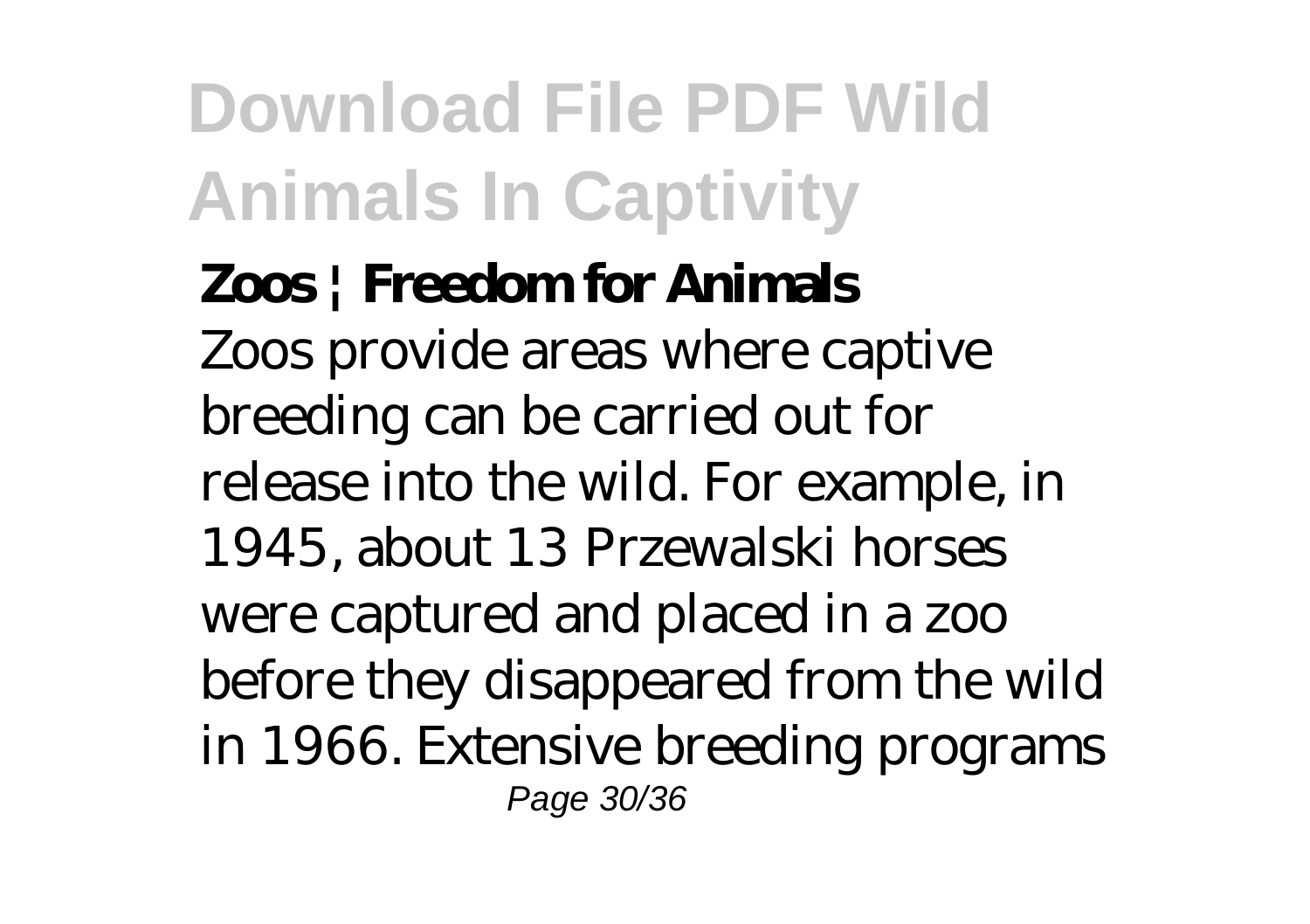**Zoos | Freedom for Animals**

Zoos provide areas where captive breeding can be carried out for release into the wild. For example, in 1945, about 13 Przewalski horses were captured and placed in a zoo before they disappeared from the wild in 1966. Extensive breeding programs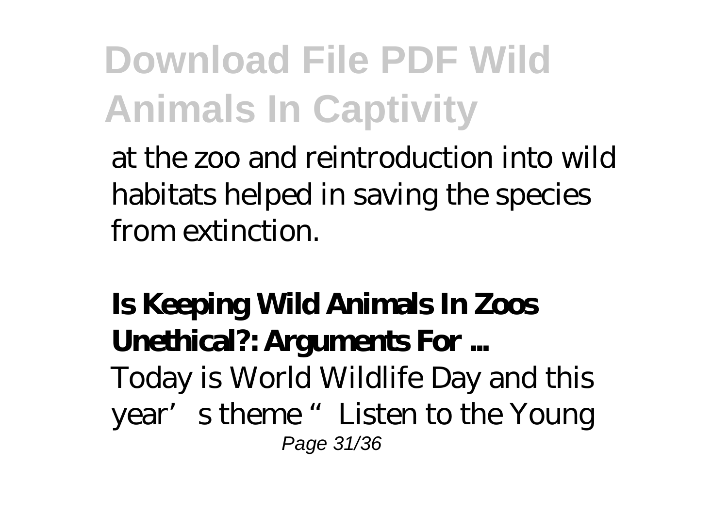at the zoo and reintroduction into wild habitats helped in saving the species from extinction.

**Is Keeping Wild Animals In Zoos Unethical?: Arguments For ...**

Today is World Wildlife Day and this year's theme "Listen to the Young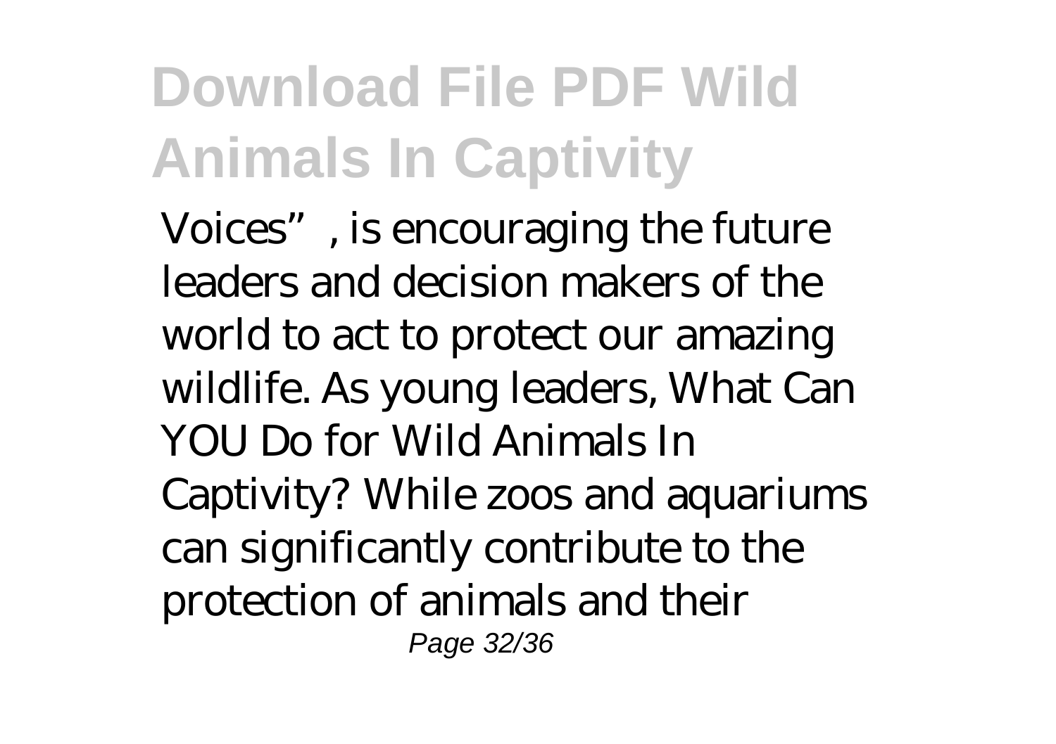Voices”, is encouraging the future leaders and decision makers of the world to act to protect our amazing wildlife. As young leaders, What Can YOU Do for Wild Animals In Captivity? While zoos and aquariums can significantly contribute to the protection of animals and their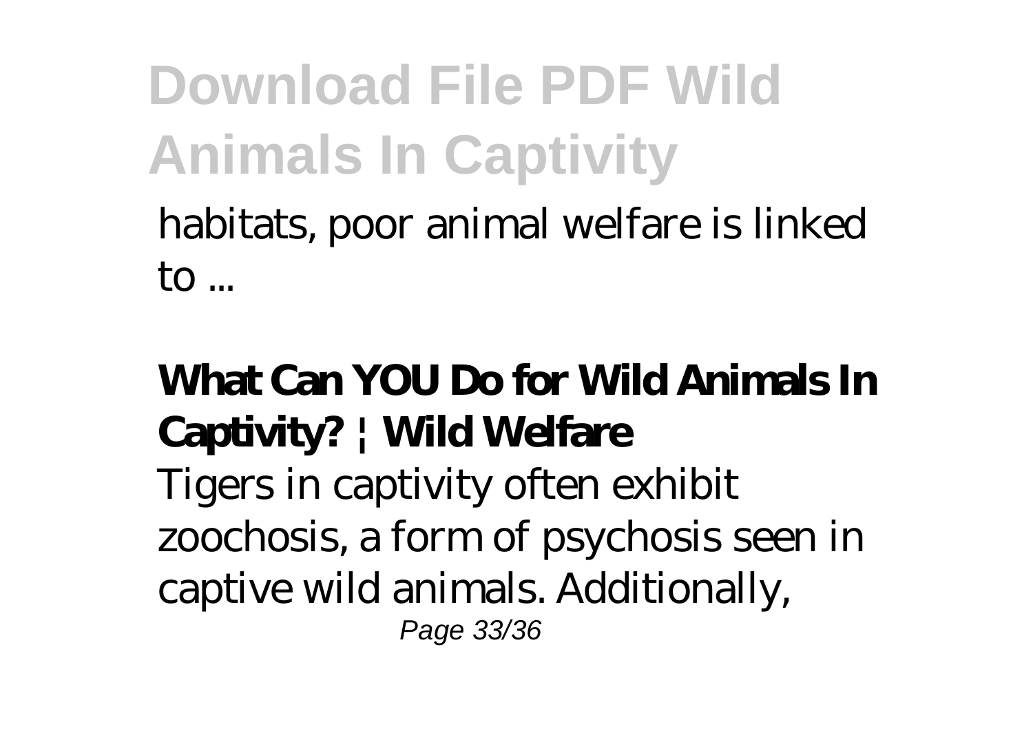habitats, poor animal welfare is linked to ...

**What Can YOU Do for Wild Animals In Captivity? | Wild Welfare**

Tigers in captivity often exhibit zoochosis, a form of psychosis seen in captive wild animals. Additionally,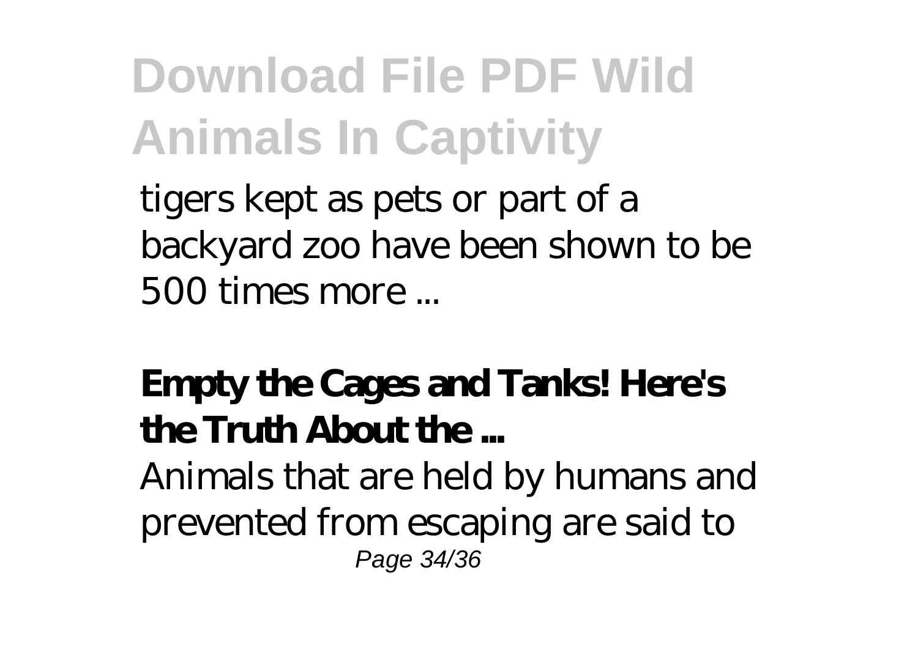tigers kept as pets or part of a backyard zoo have been shown to be 500 times more ...

**Empty the Cages and Tanks! Here's the Truth About the ...**

Animals that are held by humans and prevented from escaping are said to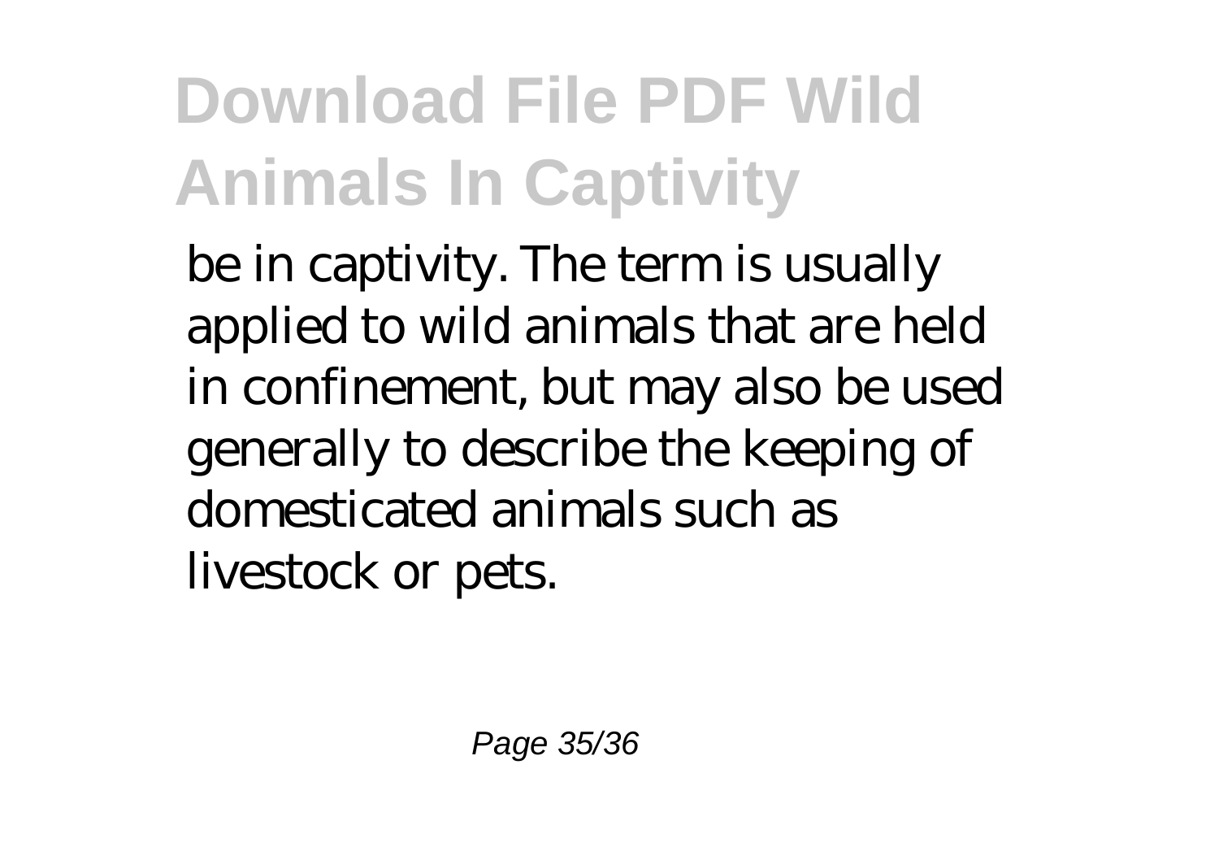be in captivity. The term is usually applied to wild animals that are held in confinement, but may also be used generally to describe the keeping of domesticated animals such as livestock or pets.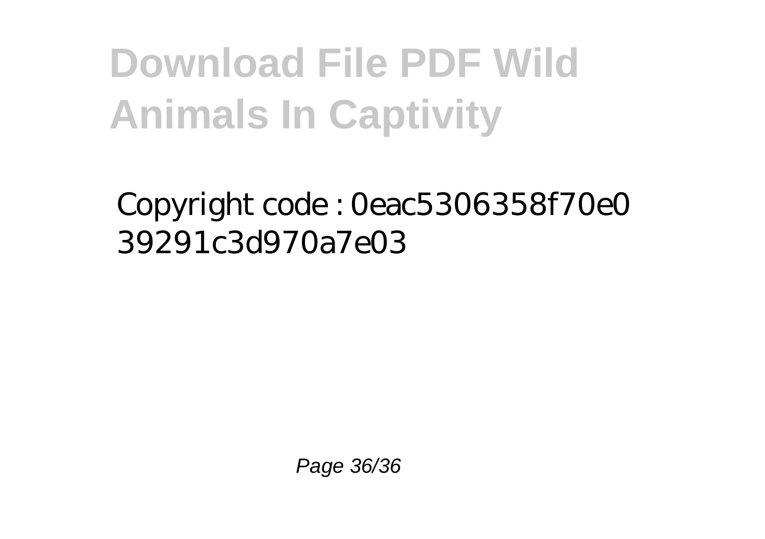Copyright code : 0eac5306358f70e039291c3d970a7e03